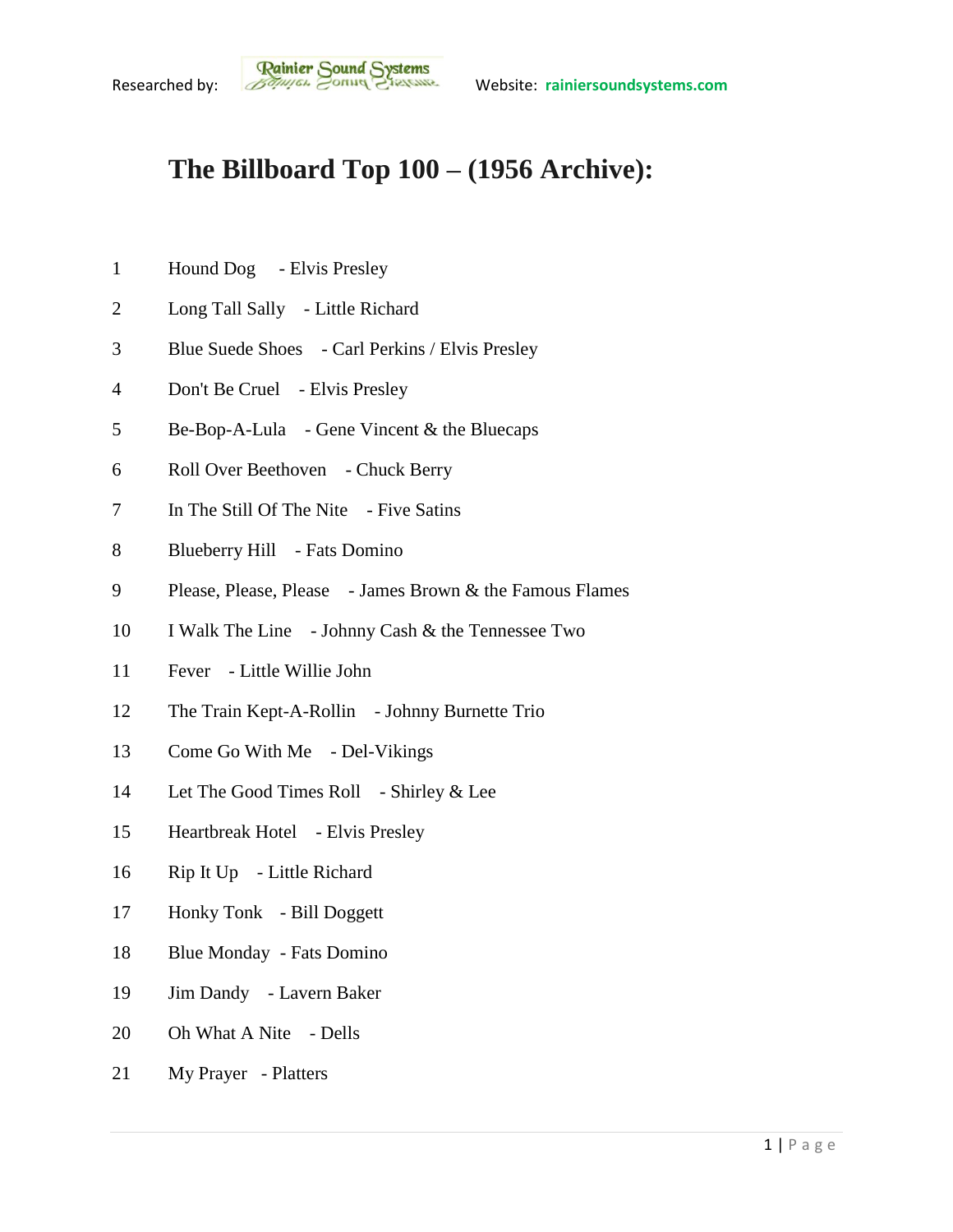Researched by: Rainier Sound Systems Website: rainiersoundsystems.com

# The Billboard Top 100 – (1956 Archive):

1 Hound Dog - Elvis Presley

2 Long Tall Sally - Little Richard

3 Blue Suede Shoes - Carl Perkins / Elvis Presley

4 Don't Be Cruel - Elvis Presley

5 Be-Bop-A-Lula - Gene Vincent & the Bluecaps

6 Roll Over Beethoven - Chuck Berry

7 In The Still Of The Nite - Five Satins

8 Blueberry Hill - Fats Domino

9 Please, Please, Please - James Brown & the Famous Flames

10 I Walk The Line - Johnny Cash & the Tennessee Two

11 Fever - Little Willie John

12 The Train Kept-A-Rollin - Johnny Burnette Trio

13 Come Go With Me - Del-Vikings

14 Let The Good Times Roll - Shirley & Lee

15 Heartbreak Hotel - Elvis Presley

16 Rip It Up - Little Richard

17 Honky Tonk - Bill Doggett

18 Blue Monday - Fats Domino

19 Jim Dandy - Lavern Baker

20 Oh What A Nite - Dells

21 My Prayer - Platters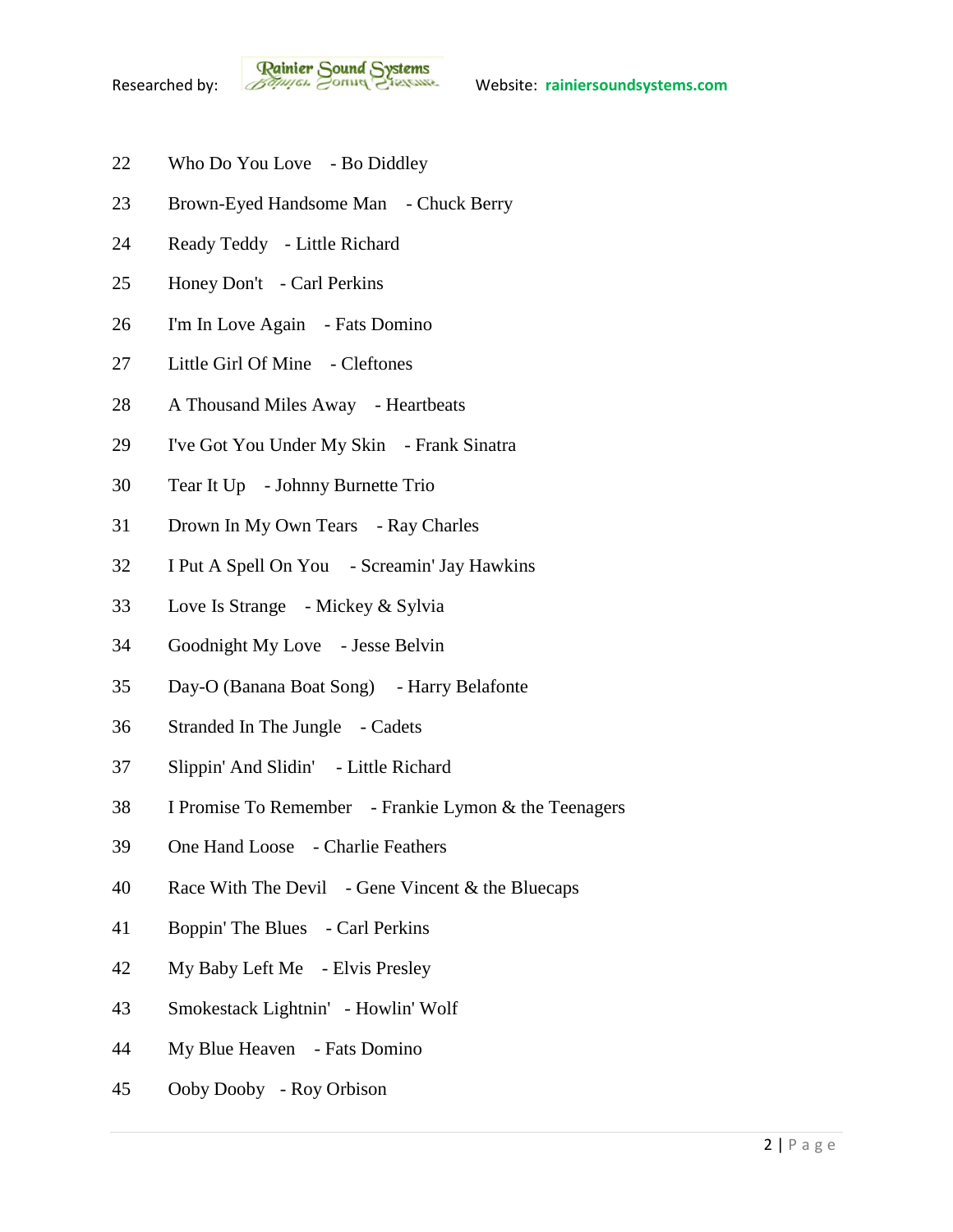22 Who Do You Love - Bo Diddley

23 Brown-Eyed Handsome Man - Chuck Berry

24 Ready Teddy - Little Richard

25 Honey Don't - Carl Perkins

26 I'm In Love Again - Fats Domino

27 Little Girl Of Mine - Cleftones

28 A Thousand Miles Away - Heartbeats

29 I've Got You Under My Skin - Frank Sinatra

30 Tear It Up - Johnny Burnette Trio

31 Drown In My Own Tears - Ray Charles

32 I Put A Spell On You - Screamin' Jay Hawkins

33 Love Is Strange - Mickey & Sylvia

34 Goodnight My Love - Jesse Belvin

35 Day-O (Banana Boat Song) - Harry Belafonte

36 Stranded In The Jungle - Cadets

37 Slippin' And Slidin' - Little Richard

38 I Promise To Remember - Frankie Lymon & the Teenagers

39 One Hand Loose - Charlie Feathers

40 Race With The Devil - Gene Vincent & the Bluecaps

41 Boppin' The Blues - Carl Perkins

42 My Baby Left Me - Elvis Presley

43 Smokestack Lightnin' - Howlin' Wolf

44 My Blue Heaven - Fats Domino

45 Ooby Dooby - Roy Orbison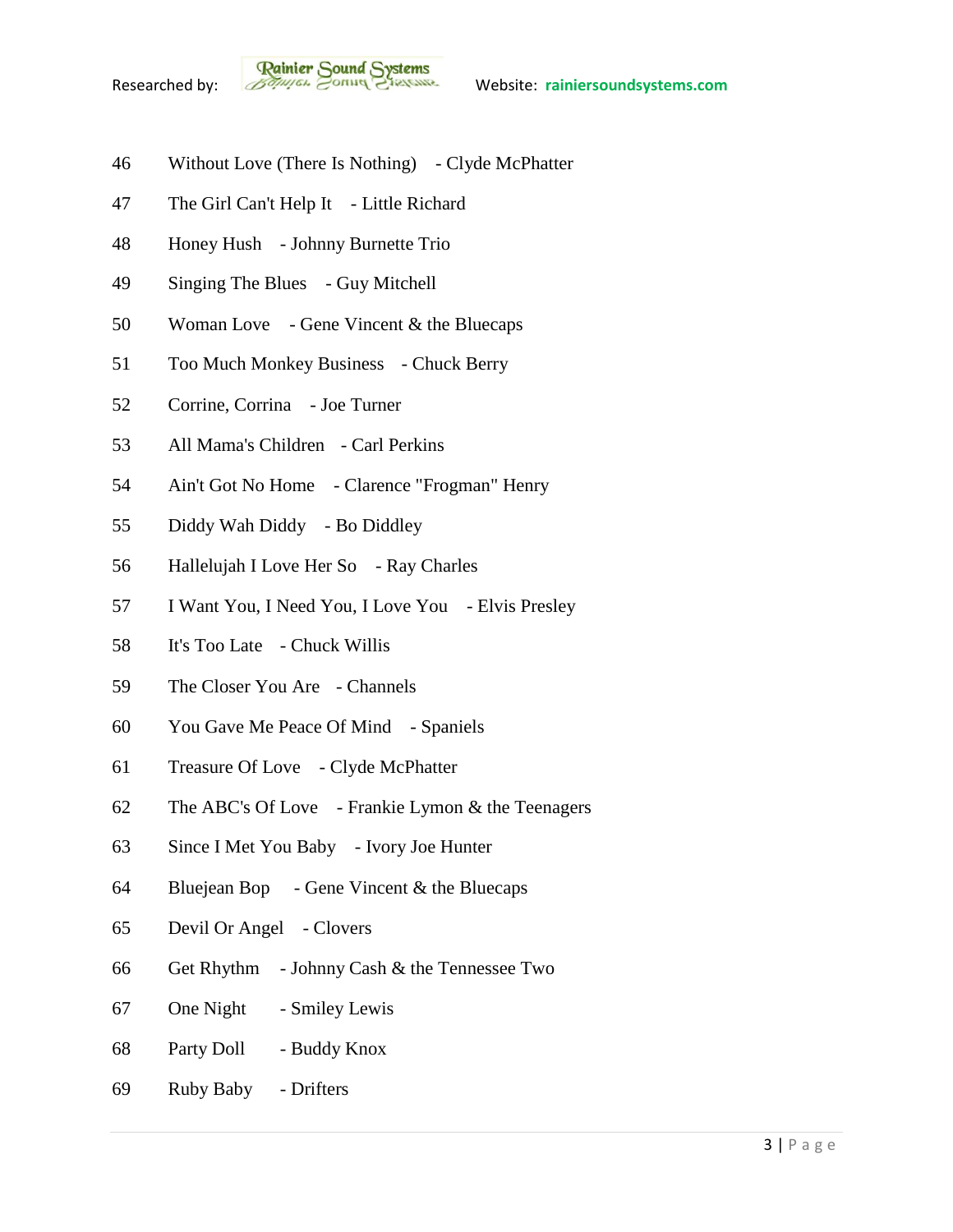46 Without Love (There Is Nothing) - Clyde McPhatter

47 The Girl Can't Help It - Little Richard

48 Honey Hush - Johnny Burnette Trio

49 Singing The Blues - Guy Mitchell

50 Woman Love - Gene Vincent & the Bluecaps

51 Too Much Monkey Business - Chuck Berry

52 Corrine, Corrina - Joe Turner

53 All Mama's Children - Carl Perkins

54 Ain't Got No Home - Clarence "Frogman" Henry

55 Diddy Wah Diddy - Bo Diddley

56 Hallelujah I Love Her So - Ray Charles

57 I Want You, I Need You, I Love You - Elvis Presley

58 It's Too Late - Chuck Willis

59 The Closer You Are - Channels

60 You Gave Me Peace Of Mind - Spaniels

61 Treasure Of Love - Clyde McPhatter

62 The ABC's Of Love - Frankie Lymon & the Teenagers

63 Since I Met You Baby - Ivory Joe Hunter

64 Bluejean Bop - Gene Vincent & the Bluecaps

65 Devil Or Angel - Clovers

66 Get Rhythm - Johnny Cash & the Tennessee Two

67 One Night - Smiley Lewis

68 Party Doll - Buddy Knox

69 Ruby Baby - Drifters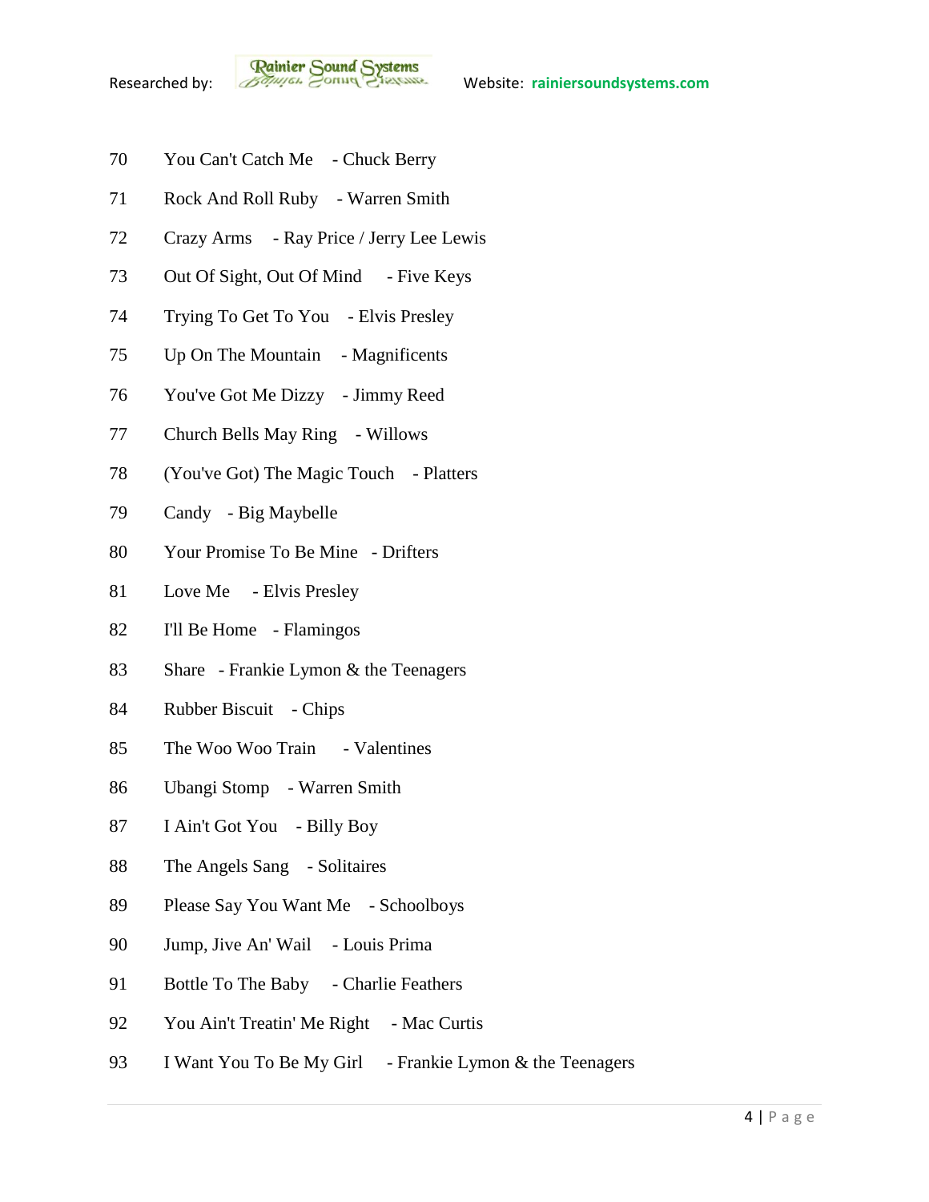70 You Can't Catch Me - Chuck Berry

71 Rock And Roll Ruby - Warren Smith

72 Crazy Arms - Ray Price / Jerry Lee Lewis

73 Out Of Sight, Out Of Mind - Five Keys

74 Trying To Get To You - Elvis Presley

75 Up On The Mountain - Magnificents

76 You've Got Me Dizzy - Jimmy Reed

77 Church Bells May Ring - Willows

78 (You've Got) The Magic Touch - Platters

79 Candy - Big Maybelle

80 Your Promise To Be Mine - Drifters

81 Love Me - Elvis Presley

82 I'll Be Home - Flamingos

83 Share - Frankie Lymon & the Teenagers

84 Rubber Biscuit - Chips

85 The Woo Woo Train - Valentines

86 Ubangi Stomp - Warren Smith

87 I Ain't Got You - Billy Boy

88 The Angels Sang - Solitaires

89 Please Say You Want Me - Schoolboys

90 Jump, Jive An' Wail - Louis Prima

91 Bottle To The Baby - Charlie Feathers

92 You Ain't Treatin' Me Right - Mac Curtis

93 I Want You To Be My Girl - Frankie Lymon & the Teenagers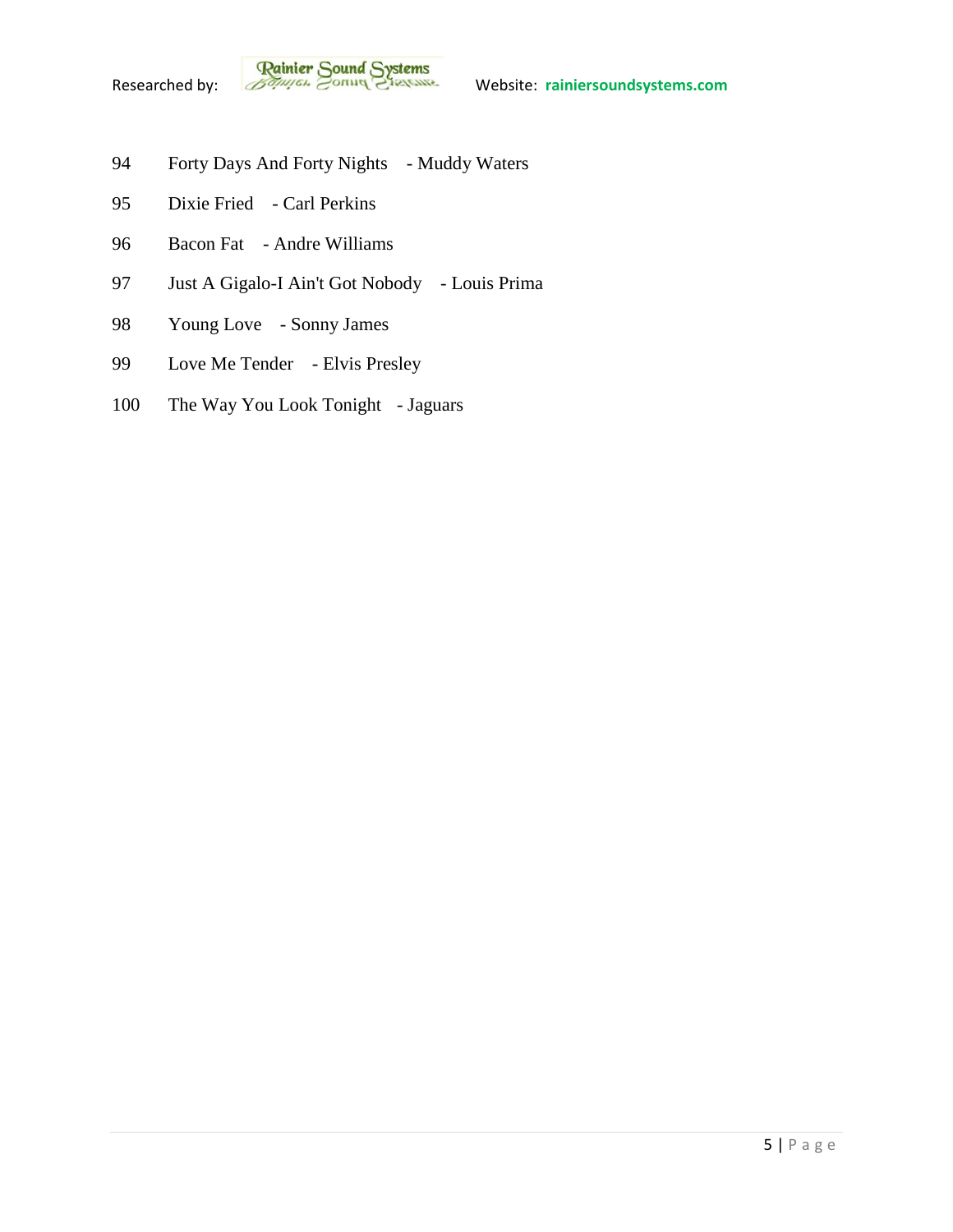94 Forty Days And Forty Nights - Muddy Waters

95 Dixie Fried - Carl Perkins

96 Bacon Fat - Andre Williams

97 Just A Gigalo-I Ain't Got Nobody - Louis Prima

98 Young Love - Sonny James

99 Love Me Tender - Elvis Presley

100 The Way You Look Tonight - Jaguars